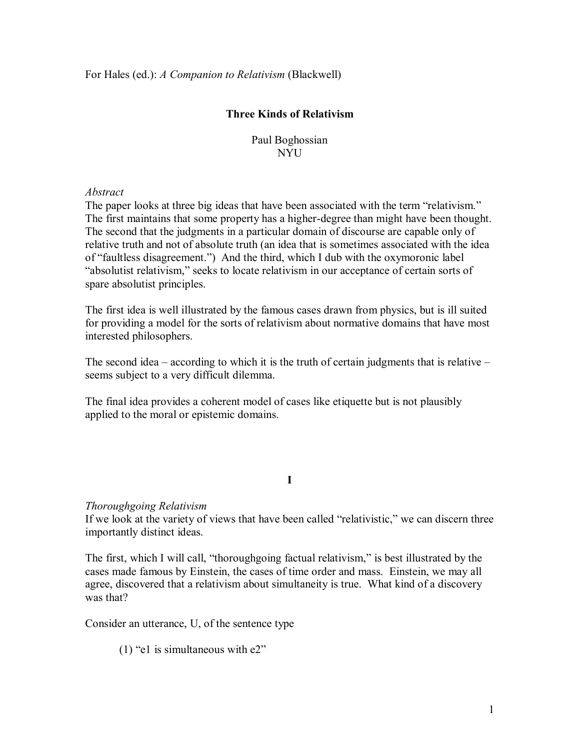For Hales (ed.): *A Companion to Relativism* (Blackwell)

# Three Kinds of Relativism

Paul Boghossian
NYU

*Abstract*
The paper looks at three big ideas that have been associated with the term "relativism." The first maintains that some property has a higher-degree than might have been thought. The second that the judgments in a particular domain of discourse are capable only of relative truth and not of absolute truth (an idea that is sometimes associated with the idea of "faultless disagreement.") And the third, which I dub with the oxymoronic label "absolutist relativism," seeks to locate relativism in our acceptance of certain sorts of spare absolutist principles.

The first idea is well illustrated by the famous cases drawn from physics, but is ill suited for providing a model for the sorts of relativism about normative domains that have most interested philosophers.

The second idea – according to which it is the truth of certain judgments that is relative – seems subject to a very difficult dilemma.

The final idea provides a coherent model of cases like etiquette but is not plausibly applied to the moral or epistemic domains.

## I

*Thoroughgoing Relativism*
If we look at the variety of views that have been called "relativistic," we can discern three importantly distinct ideas.

The first, which I will call, "thoroughgoing factual relativism," is best illustrated by the cases made famous by Einstein, the cases of time order and mass. Einstein, we may all agree, discovered that a relativism about simultaneity is true. What kind of a discovery was that?

Consider an utterance, U, of the sentence type

(1) "e1 is simultaneous with e2"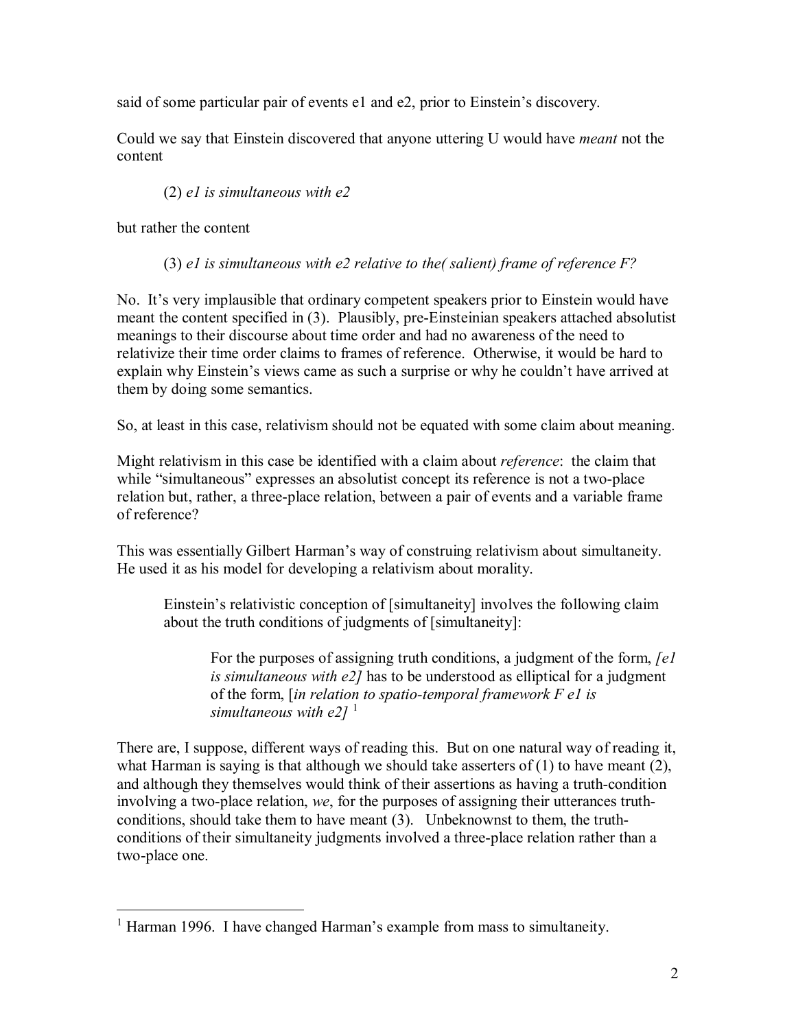said of some particular pair of events e1 and e2, prior to Einstein's discovery.

Could we say that Einstein discovered that anyone uttering U would have *meant* not the content

> (2) *e1 is simultaneous with e2*

but rather the content

> (3) *e1 is simultaneous with e2 relative to the( salient) frame of reference F?*

No. It's very implausible that ordinary competent speakers prior to Einstein would have meant the content specified in (3). Plausibly, pre-Einsteinian speakers attached absolutist meanings to their discourse about time order and had no awareness of the need to relativize their time order claims to frames of reference. Otherwise, it would be hard to explain why Einstein's views came as such a surprise or why he couldn't have arrived at them by doing some semantics.

So, at least in this case, relativism should not be equated with some claim about meaning.

Might relativism in this case be identified with a claim about *reference*: the claim that while "simultaneous" expresses an absolutist concept its reference is not a two-place relation but, rather, a three-place relation, between a pair of events and a variable frame of reference?

This was essentially Gilbert Harman's way of construing relativism about simultaneity. He used it as his model for developing a relativism about morality.

> Einstein's relativistic conception of [simultaneity] involves the following claim about the truth conditions of judgments of [simultaneity]:
>
> > For the purposes of assigning truth conditions, a judgment of the form, *[e1 is simultaneous with e2]* has to be understood as elliptical for a judgment of the form, [*in relation to spatio-temporal framework F e1 is simultaneous with e2]* [1]

There are, I suppose, different ways of reading this. But on one natural way of reading it, what Harman is saying is that although we should take asserters of (1) to have meant (2), and although they themselves would think of their assertions as having a truth-condition involving a two-place relation, *we*, for the purposes of assigning their utterances truth-conditions, should take them to have meant (3). Unbeknownst to them, the truth-conditions of their simultaneity judgments involved a three-place relation rather than a two-place one.

---

[1] Harman 1996. I have changed Harman's example from mass to simultaneity.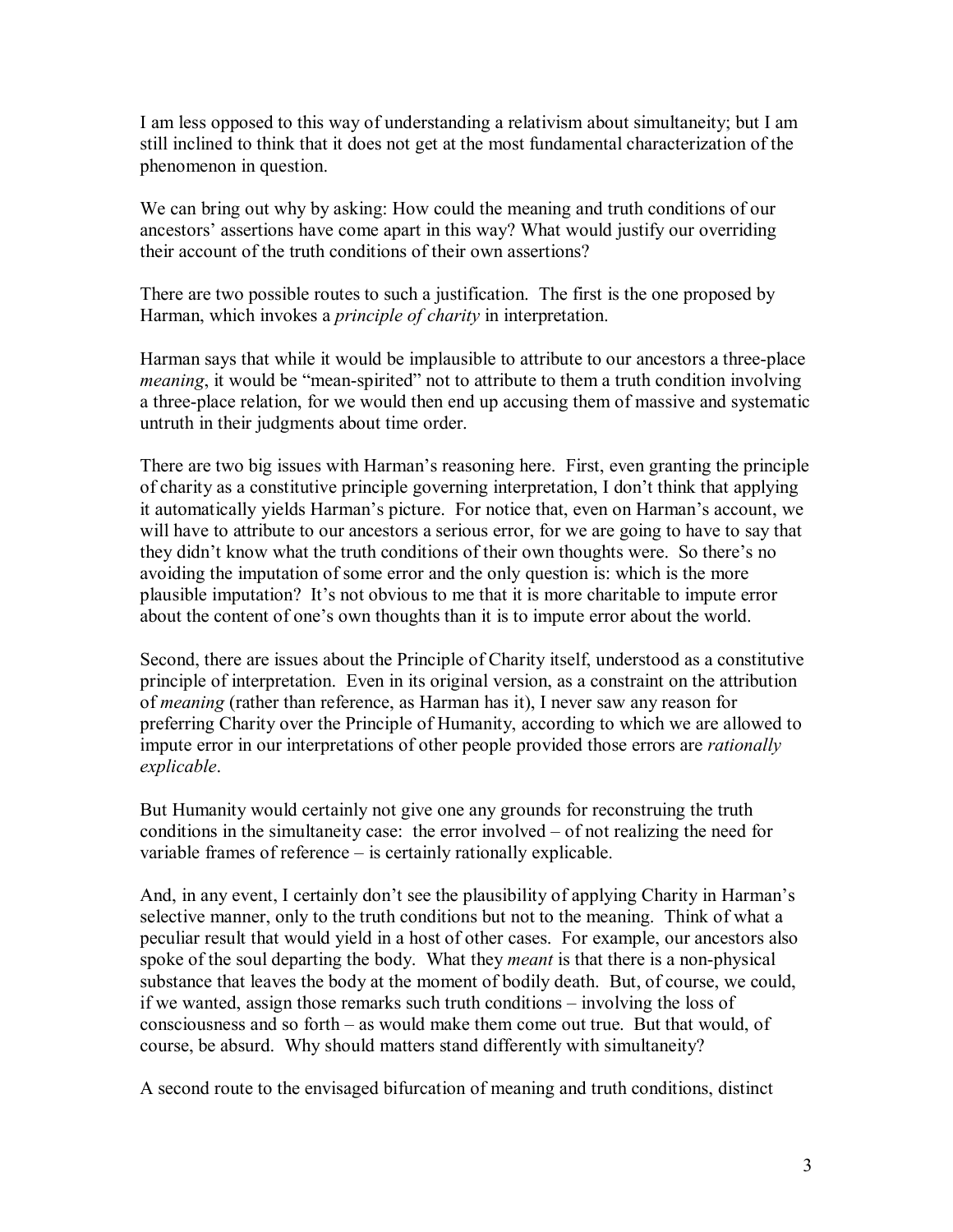I am less opposed to this way of understanding a relativism about simultaneity; but I am still inclined to think that it does not get at the most fundamental characterization of the phenomenon in question.

We can bring out why by asking: How could the meaning and truth conditions of our ancestors' assertions have come apart in this way? What would justify our overriding their account of the truth conditions of their own assertions?

There are two possible routes to such a justification. The first is the one proposed by Harman, which invokes a *principle of charity* in interpretation.

Harman says that while it would be implausible to attribute to our ancestors a three-place *meaning*, it would be "mean-spirited" not to attribute to them a truth condition involving a three-place relation, for we would then end up accusing them of massive and systematic untruth in their judgments about time order.

There are two big issues with Harman's reasoning here. First, even granting the principle of charity as a constitutive principle governing interpretation, I don't think that applying it automatically yields Harman's picture. For notice that, even on Harman's account, we will have to attribute to our ancestors a serious error, for we are going to have to say that they didn't know what the truth conditions of their own thoughts were. So there's no avoiding the imputation of some error and the only question is: which is the more plausible imputation? It's not obvious to me that it is more charitable to impute error about the content of one's own thoughts than it is to impute error about the world.

Second, there are issues about the Principle of Charity itself, understood as a constitutive principle of interpretation. Even in its original version, as a constraint on the attribution of *meaning* (rather than reference, as Harman has it), I never saw any reason for preferring Charity over the Principle of Humanity, according to which we are allowed to impute error in our interpretations of other people provided those errors are *rationally explicable*.

But Humanity would certainly not give one any grounds for reconstruing the truth conditions in the simultaneity case: the error involved – of not realizing the need for variable frames of reference – is certainly rationally explicable.

And, in any event, I certainly don't see the plausibility of applying Charity in Harman's selective manner, only to the truth conditions but not to the meaning. Think of what a peculiar result that would yield in a host of other cases. For example, our ancestors also spoke of the soul departing the body. What they *meant* is that there is a non-physical substance that leaves the body at the moment of bodily death. But, of course, we could, if we wanted, assign those remarks such truth conditions – involving the loss of consciousness and so forth – as would make them come out true. But that would, of course, be absurd. Why should matters stand differently with simultaneity?

A second route to the envisaged bifurcation of meaning and truth conditions, distinct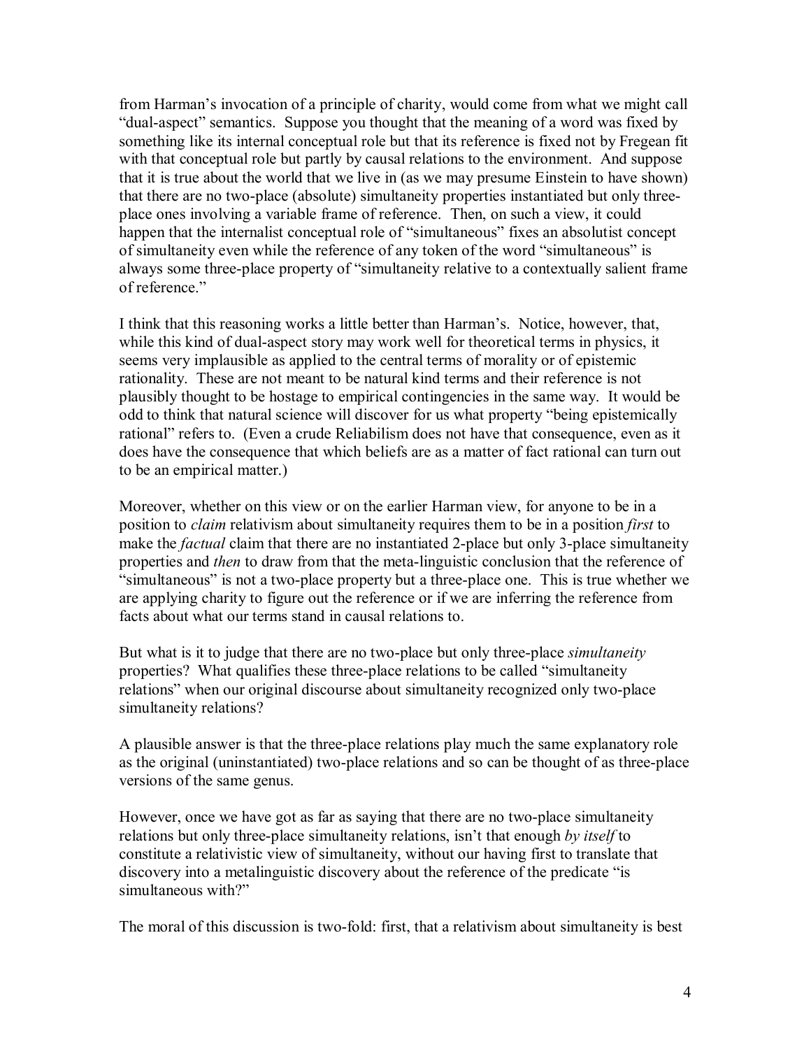from Harman's invocation of a principle of charity, would come from what we might call "dual-aspect" semantics. Suppose you thought that the meaning of a word was fixed by something like its internal conceptual role but that its reference is fixed not by Fregean fit with that conceptual role but partly by causal relations to the environment. And suppose that it is true about the world that we live in (as we may presume Einstein to have shown) that there are no two-place (absolute) simultaneity properties instantiated but only three-place ones involving a variable frame of reference. Then, on such a view, it could happen that the internalist conceptual role of "simultaneous" fixes an absolutist concept of simultaneity even while the reference of any token of the word "simultaneous" is always some three-place property of "simultaneity relative to a contextually salient frame of reference."

I think that this reasoning works a little better than Harman's. Notice, however, that, while this kind of dual-aspect story may work well for theoretical terms in physics, it seems very implausible as applied to the central terms of morality or of epistemic rationality. These are not meant to be natural kind terms and their reference is not plausibly thought to be hostage to empirical contingencies in the same way. It would be odd to think that natural science will discover for us what property "being epistemically rational" refers to. (Even a crude Reliabilism does not have that consequence, even as it does have the consequence that which beliefs are as a matter of fact rational can turn out to be an empirical matter.)

Moreover, whether on this view or on the earlier Harman view, for anyone to be in a position to *claim* relativism about simultaneity requires them to be in a position *first* to make the *factual* claim that there are no instantiated 2-place but only 3-place simultaneity properties and *then* to draw from that the meta-linguistic conclusion that the reference of "simultaneous" is not a two-place property but a three-place one. This is true whether we are applying charity to figure out the reference or if we are inferring the reference from facts about what our terms stand in causal relations to.

But what is it to judge that there are no two-place but only three-place *simultaneity* properties? What qualifies these three-place relations to be called "simultaneity relations" when our original discourse about simultaneity recognized only two-place simultaneity relations?

A plausible answer is that the three-place relations play much the same explanatory role as the original (uninstantiated) two-place relations and so can be thought of as three-place versions of the same genus.

However, once we have got as far as saying that there are no two-place simultaneity relations but only three-place simultaneity relations, isn't that enough *by itself* to constitute a relativistic view of simultaneity, without our having first to translate that discovery into a metalinguistic discovery about the reference of the predicate "is simultaneous with?"

The moral of this discussion is two-fold: first, that a relativism about simultaneity is best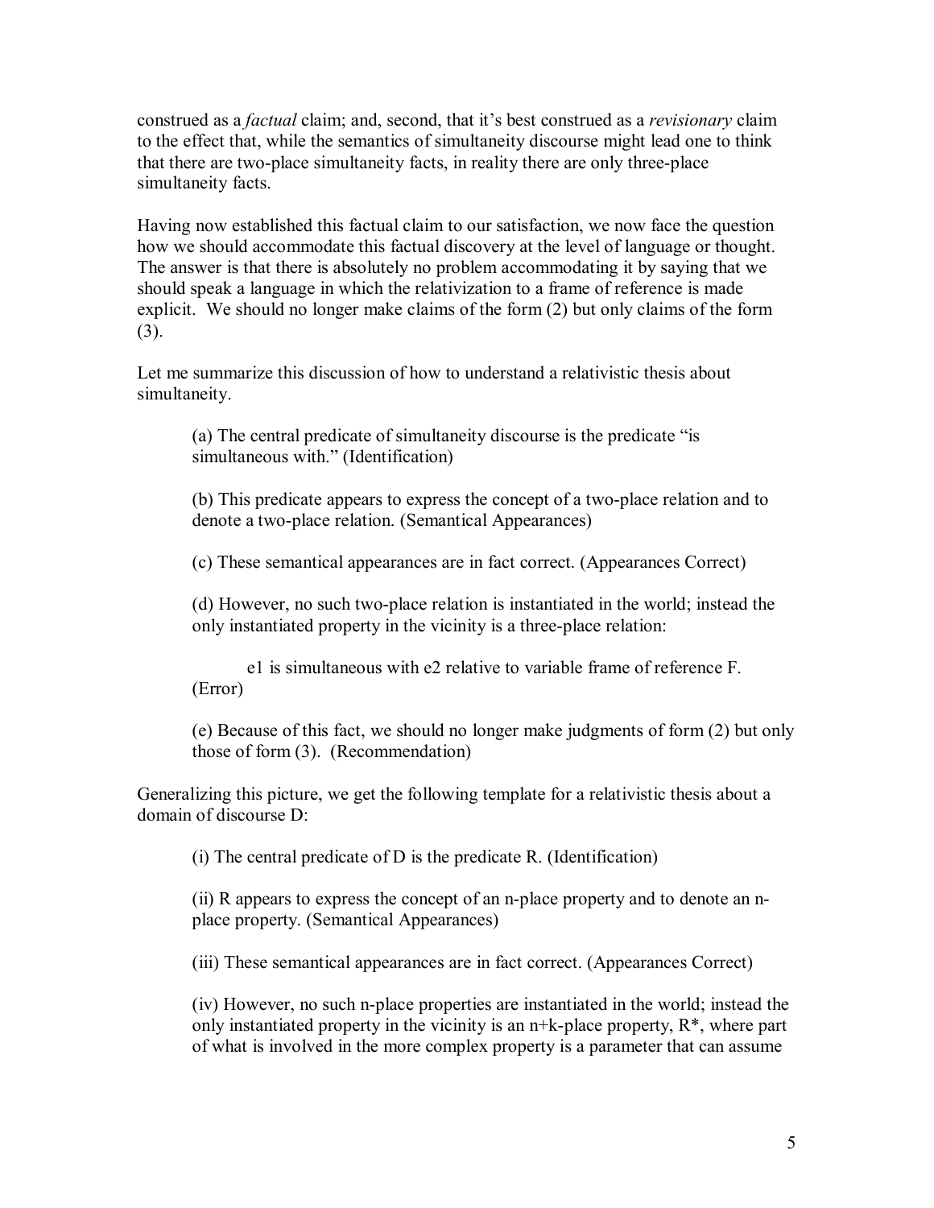construed as a *factual* claim; and, second, that it's best construed as a *revisionary* claim to the effect that, while the semantics of simultaneity discourse might lead one to think that there are two-place simultaneity facts, in reality there are only three-place simultaneity facts.

Having now established this factual claim to our satisfaction, we now face the question how we should accommodate this factual discovery at the level of language or thought. The answer is that there is absolutely no problem accommodating it by saying that we should speak a language in which the relativization to a frame of reference is made explicit. We should no longer make claims of the form (2) but only claims of the form (3).

Let me summarize this discussion of how to understand a relativistic thesis about simultaneity.

> (a) The central predicate of simultaneity discourse is the predicate "is simultaneous with." (Identification)
>
> (b) This predicate appears to express the concept of a two-place relation and to denote a two-place relation. (Semantical Appearances)
>
> (c) These semantical appearances are in fact correct. (Appearances Correct)
>
> (d) However, no such two-place relation is instantiated in the world; instead the only instantiated property in the vicinity is a three-place relation:
>
> > e1 is simultaneous with e2 relative to variable frame of reference F.
>
> (Error)
>
> (e) Because of this fact, we should no longer make judgments of form (2) but only those of form (3). (Recommendation)

Generalizing this picture, we get the following template for a relativistic thesis about a domain of discourse D:

> (i) The central predicate of D is the predicate R. (Identification)
>
> (ii) R appears to express the concept of an n-place property and to denote an n-place property. (Semantical Appearances)
>
> (iii) These semantical appearances are in fact correct. (Appearances Correct)
>
> (iv) However, no such n-place properties are instantiated in the world; instead the only instantiated property in the vicinity is an n+k-place property, R*, where part of what is involved in the more complex property is a parameter that can assume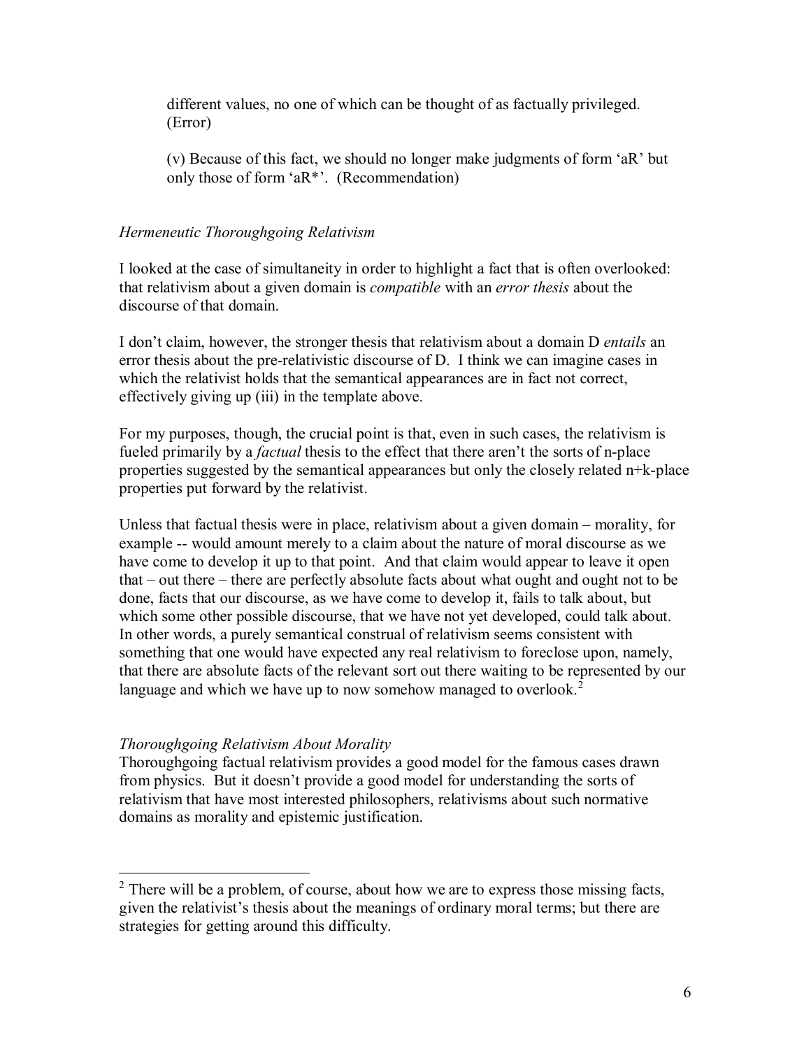different values, no one of which can be thought of as factually privileged. (Error)

(v) Because of this fact, we should no longer make judgments of form 'aR' but only those of form 'aR*'. (Recommendation)

*Hermeneutic Thoroughgoing Relativism*

I looked at the case of simultaneity in order to highlight a fact that is often overlooked: that relativism about a given domain is *compatible* with an *error thesis* about the discourse of that domain.

I don't claim, however, the stronger thesis that relativism about a domain D *entails* an error thesis about the pre-relativistic discourse of D. I think we can imagine cases in which the relativist holds that the semantical appearances are in fact not correct, effectively giving up (iii) in the template above.

For my purposes, though, the crucial point is that, even in such cases, the relativism is fueled primarily by a *factual* thesis to the effect that there aren't the sorts of n-place properties suggested by the semantical appearances but only the closely related n+k-place properties put forward by the relativist.

Unless that factual thesis were in place, relativism about a given domain – morality, for example -- would amount merely to a claim about the nature of moral discourse as we have come to develop it up to that point. And that claim would appear to leave it open that – out there – there are perfectly absolute facts about what ought and ought not to be done, facts that our discourse, as we have come to develop it, fails to talk about, but which some other possible discourse, that we have not yet developed, could talk about. In other words, a purely semantical construal of relativism seems consistent with something that one would have expected any real relativism to foreclose upon, namely, that there are absolute facts of the relevant sort out there waiting to be represented by our language and which we have up to now somehow managed to overlook.[2]

*Thoroughgoing Relativism About Morality*

Thoroughgoing factual relativism provides a good model for the famous cases drawn from physics. But it doesn't provide a good model for understanding the sorts of relativism that have most interested philosophers, relativisms about such normative domains as morality and epistemic justification.

[2] There will be a problem, of course, about how we are to express those missing facts, given the relativist's thesis about the meanings of ordinary moral terms; but there are strategies for getting around this difficulty.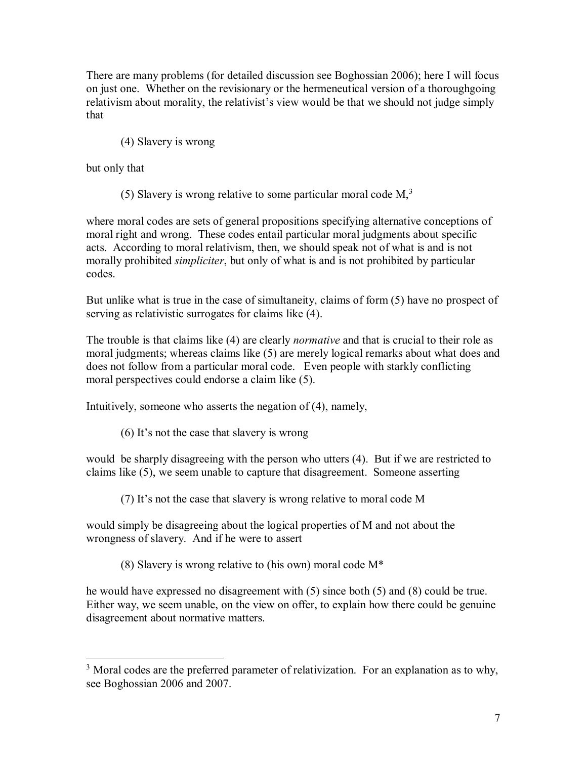There are many problems (for detailed discussion see Boghossian 2006); here I will focus on just one. Whether on the revisionary or the hermeneutical version of a thoroughgoing relativism about morality, the relativist's view would be that we should not judge simply that

> (4) Slavery is wrong

but only that

> (5) Slavery is wrong relative to some particular moral code M,[3]

where moral codes are sets of general propositions specifying alternative conceptions of moral right and wrong. These codes entail particular moral judgments about specific acts. According to moral relativism, then, we should speak not of what is and is not morally prohibited *simpliciter*, but only of what is and is not prohibited by particular codes.

But unlike what is true in the case of simultaneity, claims of form (5) have no prospect of serving as relativistic surrogates for claims like (4).

The trouble is that claims like (4) are clearly *normative* and that is crucial to their role as moral judgments; whereas claims like (5) are merely logical remarks about what does and does not follow from a particular moral code. Even people with starkly conflicting moral perspectives could endorse a claim like (5).

Intuitively, someone who asserts the negation of (4), namely,

> (6) It's not the case that slavery is wrong

would be sharply disagreeing with the person who utters (4). But if we are restricted to claims like (5), we seem unable to capture that disagreement. Someone asserting

> (7) It's not the case that slavery is wrong relative to moral code M

would simply be disagreeing about the logical properties of M and not about the wrongness of slavery. And if he were to assert

> (8) Slavery is wrong relative to (his own) moral code M*

he would have expressed no disagreement with (5) since both (5) and (8) could be true. Either way, we seem unable, on the view on offer, to explain how there could be genuine disagreement about normative matters.

---

[3] Moral codes are the preferred parameter of relativization. For an explanation as to why, see Boghossian 2006 and 2007.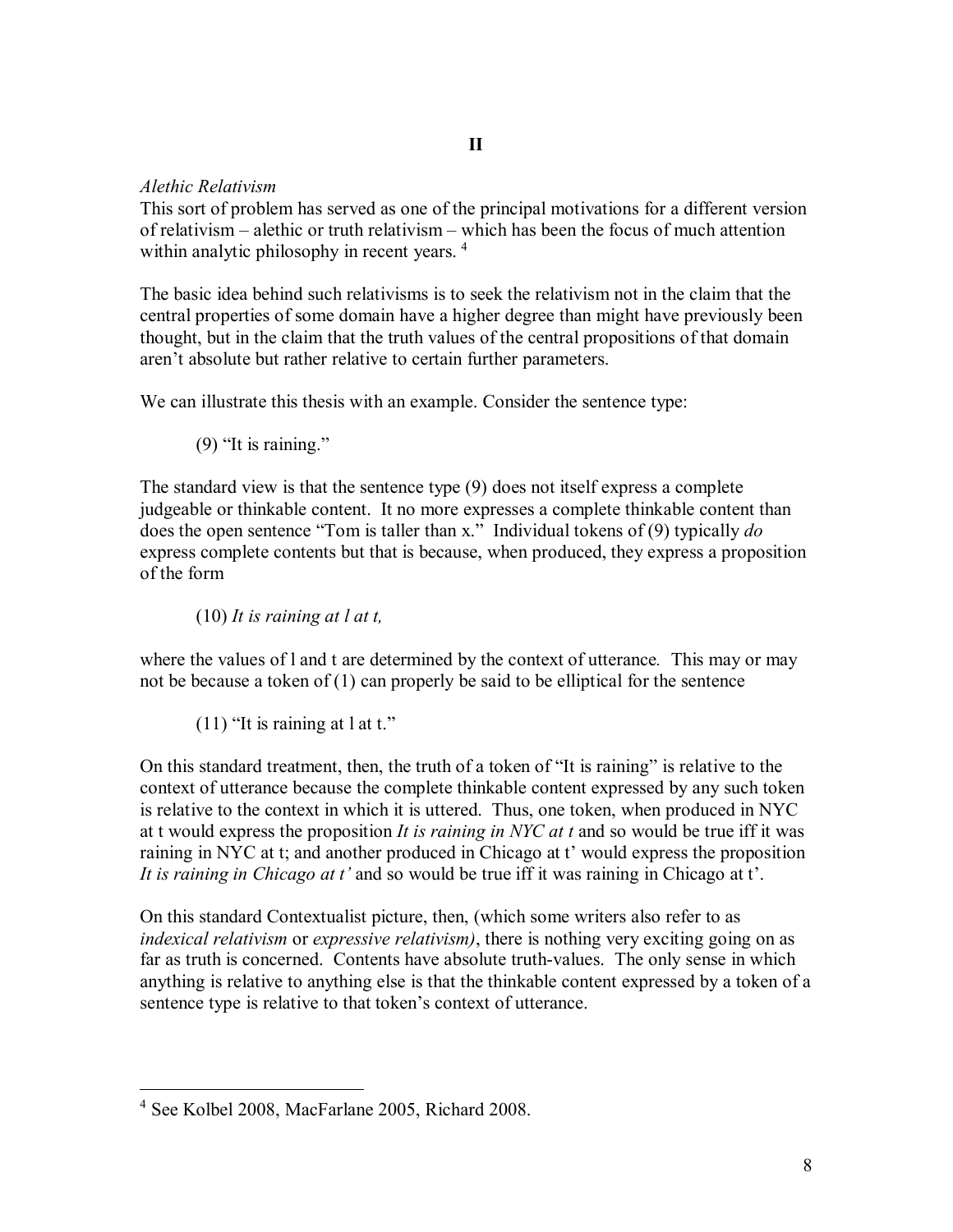## II

*Alethic Relativism*

This sort of problem has served as one of the principal motivations for a different version of relativism – alethic or truth relativism – which has been the focus of much attention within analytic philosophy in recent years. [4]

The basic idea behind such relativisms is to seek the relativism not in the claim that the central properties of some domain have a higher degree than might have previously been thought, but in the claim that the truth values of the central propositions of that domain aren't absolute but rather relative to certain further parameters.

We can illustrate this thesis with an example. Consider the sentence type:

> (9) "It is raining."

The standard view is that the sentence type (9) does not itself express a complete judgeable or thinkable content. It no more expresses a complete thinkable content than does the open sentence "Tom is taller than x." Individual tokens of (9) typically *do* express complete contents but that is because, when produced, they express a proposition of the form

> (10) *It is raining at l at t,*

where the values of l and t are determined by the context of utterance. This may or may not be because a token of (1) can properly be said to be elliptical for the sentence

> (11) "It is raining at l at t."

On this standard treatment, then, the truth of a token of "It is raining" is relative to the context of utterance because the complete thinkable content expressed by any such token is relative to the context in which it is uttered. Thus, one token, when produced in NYC at t would express the proposition *It is raining in NYC at t* and so would be true iff it was raining in NYC at t; and another produced in Chicago at t' would express the proposition *It is raining in Chicago at t'* and so would be true iff it was raining in Chicago at t'.

On this standard Contextualist picture, then, (which some writers also refer to as *indexical relativism* or *expressive relativism)*, there is nothing very exciting going on as far as truth is concerned. Contents have absolute truth-values. The only sense in which anything is relative to anything else is that the thinkable content expressed by a token of a sentence type is relative to that token's context of utterance.

---

[4] See Kolbel 2008, MacFarlane 2005, Richard 2008.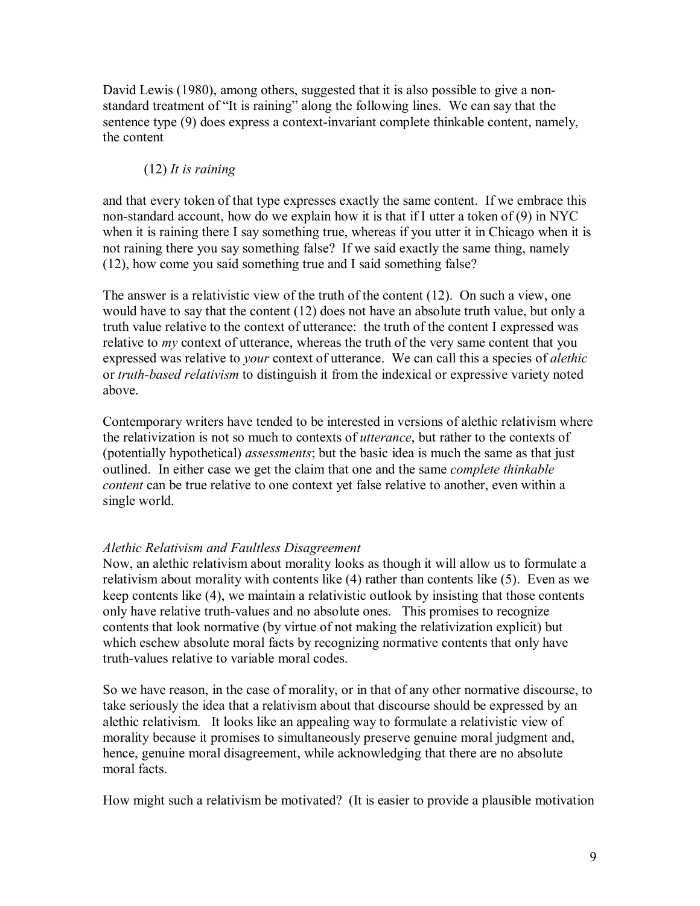David Lewis (1980), among others, suggested that it is also possible to give a non-standard treatment of "It is raining" along the following lines. We can say that the sentence type (9) does express a context-invariant complete thinkable content, namely, the content

(12) *It is raining*

and that every token of that type expresses exactly the same content. If we embrace this non-standard account, how do we explain how it is that if I utter a token of (9) in NYC when it is raining there I say something true, whereas if you utter it in Chicago when it is not raining there you say something false? If we said exactly the same thing, namely (12), how come you said something true and I said something false?

The answer is a relativistic view of the truth of the content (12). On such a view, one would have to say that the content (12) does not have an absolute truth value, but only a truth value relative to the context of utterance: the truth of the content I expressed was relative to *my* context of utterance, whereas the truth of the very same content that you expressed was relative to *your* context of utterance. We can call this a species of *alethic* or *truth-based relativism* to distinguish it from the indexical or expressive variety noted above.

Contemporary writers have tended to be interested in versions of alethic relativism where the relativization is not so much to contexts of *utterance*, but rather to the contexts of (potentially hypothetical) *assessments*; but the basic idea is much the same as that just outlined. In either case we get the claim that one and the same *complete thinkable content* can be true relative to one context yet false relative to another, even within a single world.

*Alethic Relativism and Faultless Disagreement*

Now, an alethic relativism about morality looks as though it will allow us to formulate a relativism about morality with contents like (4) rather than contents like (5). Even as we keep contents like (4), we maintain a relativistic outlook by insisting that those contents only have relative truth-values and no absolute ones. This promises to recognize contents that look normative (by virtue of not making the relativization explicit) but which eschew absolute moral facts by recognizing normative contents that only have truth-values relative to variable moral codes.

So we have reason, in the case of morality, or in that of any other normative discourse, to take seriously the idea that a relativism about that discourse should be expressed by an alethic relativism. It looks like an appealing way to formulate a relativistic view of morality because it promises to simultaneously preserve genuine moral judgment and, hence, genuine moral disagreement, while acknowledging that there are no absolute moral facts.

How might such a relativism be motivated? (It is easier to provide a plausible motivation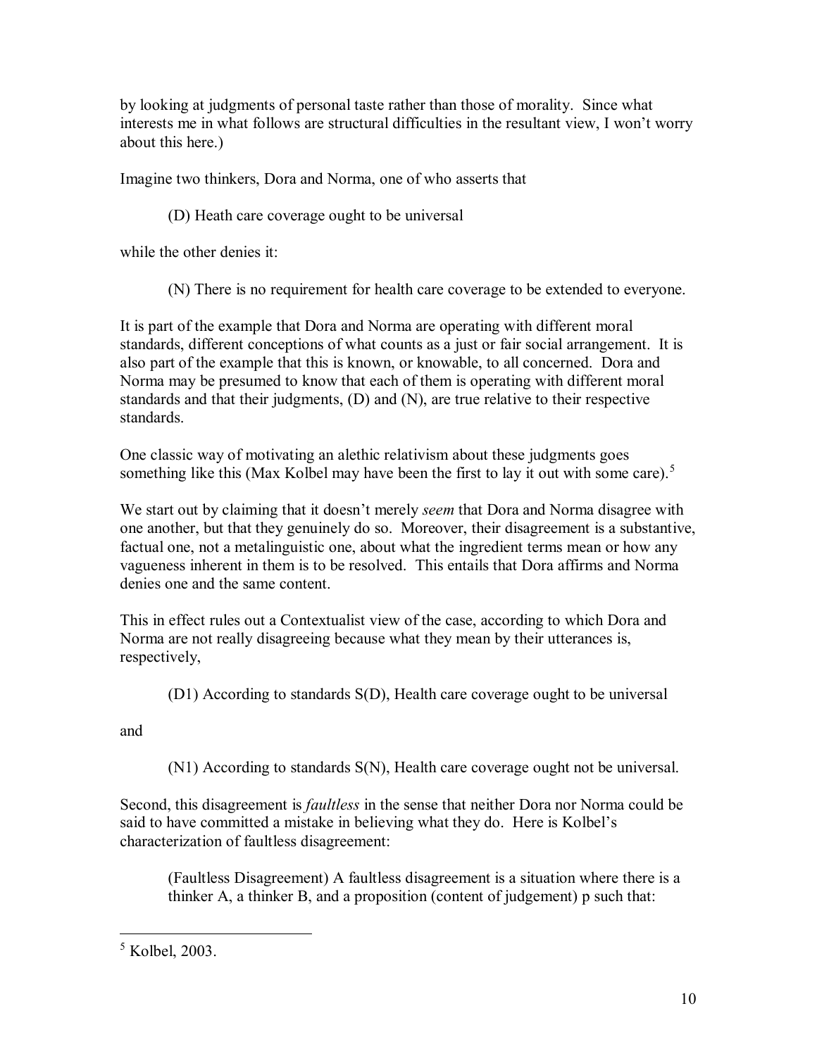by looking at judgments of personal taste rather than those of morality. Since what interests me in what follows are structural difficulties in the resultant view, I won't worry about this here.)

Imagine two thinkers, Dora and Norma, one of who asserts that

> (D) Heath care coverage ought to be universal

while the other denies it:

> (N) There is no requirement for health care coverage to be extended to everyone.

It is part of the example that Dora and Norma are operating with different moral standards, different conceptions of what counts as a just or fair social arrangement. It is also part of the example that this is known, or knowable, to all concerned. Dora and Norma may be presumed to know that each of them is operating with different moral standards and that their judgments, (D) and (N), are true relative to their respective standards.

One classic way of motivating an alethic relativism about these judgments goes something like this (Max Kolbel may have been the first to lay it out with some care).[5]

We start out by claiming that it doesn't merely *seem* that Dora and Norma disagree with one another, but that they genuinely do so. Moreover, their disagreement is a substantive, factual one, not a metalinguistic one, about what the ingredient terms mean or how any vagueness inherent in them is to be resolved. This entails that Dora affirms and Norma denies one and the same content.

This in effect rules out a Contextualist view of the case, according to which Dora and Norma are not really disagreeing because what they mean by their utterances is, respectively,

> (D1) According to standards S(D), Health care coverage ought to be universal

and

> (N1) According to standards S(N), Health care coverage ought not be universal.

Second, this disagreement is *faultless* in the sense that neither Dora nor Norma could be said to have committed a mistake in believing what they do. Here is Kolbel's characterization of faultless disagreement:

> (Faultless Disagreement) A faultless disagreement is a situation where there is a thinker A, a thinker B, and a proposition (content of judgement) p such that:

[5] Kolbel, 2003.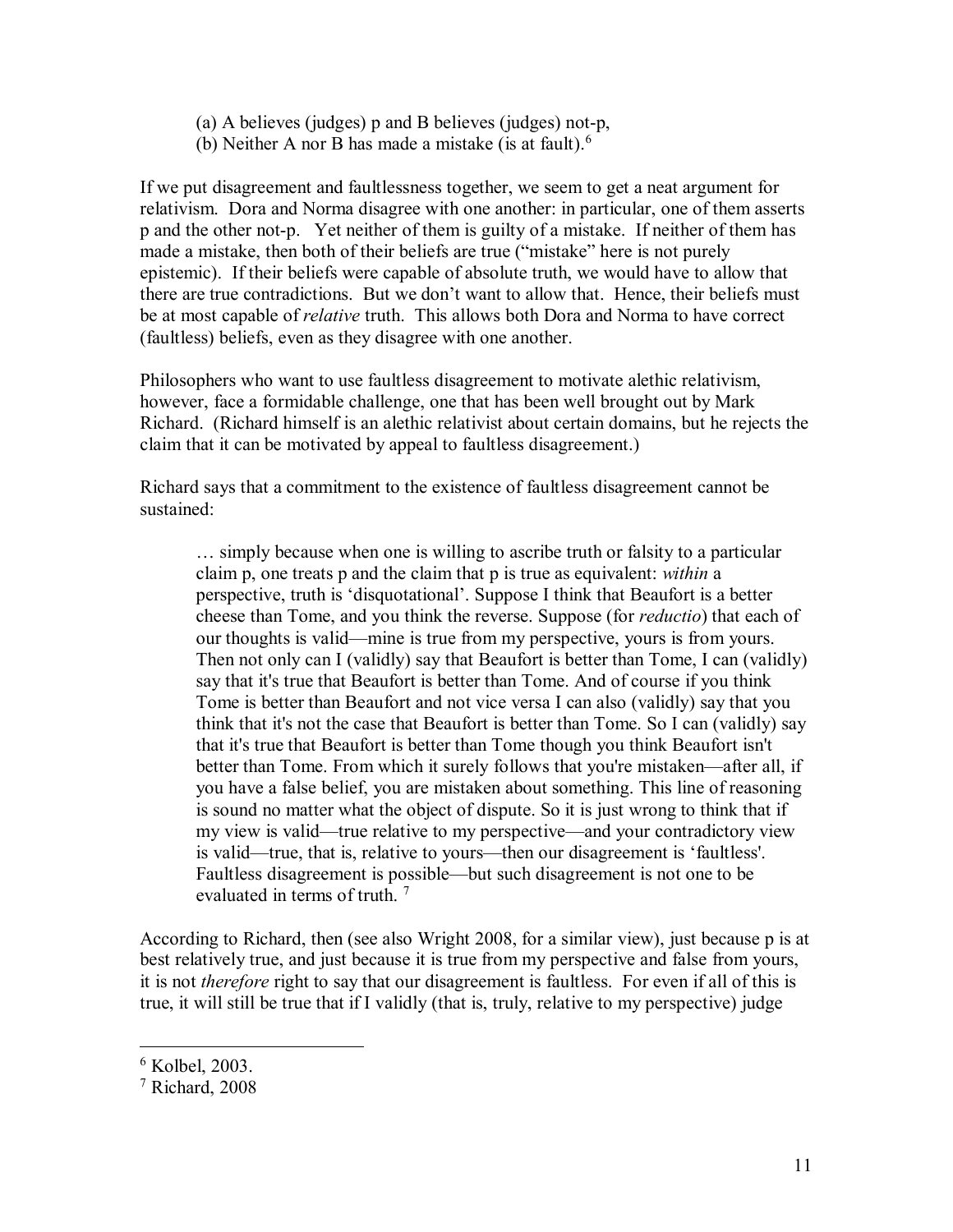(a) A believes (judges) p and B believes (judges) not-p,

(b) Neither A nor B has made a mistake (is at fault).[6]

If we put disagreement and faultlessness together, we seem to get a neat argument for relativism. Dora and Norma disagree with one another: in particular, one of them asserts p and the other not-p. Yet neither of them is guilty of a mistake. If neither of them has made a mistake, then both of their beliefs are true ("mistake" here is not purely epistemic). If their beliefs were capable of absolute truth, we would have to allow that there are true contradictions. But we don't want to allow that. Hence, their beliefs must be at most capable of *relative* truth. This allows both Dora and Norma to have correct (faultless) beliefs, even as they disagree with one another.

Philosophers who want to use faultless disagreement to motivate alethic relativism, however, face a formidable challenge, one that has been well brought out by Mark Richard. (Richard himself is an alethic relativist about certain domains, but he rejects the claim that it can be motivated by appeal to faultless disagreement.)

Richard says that a commitment to the existence of faultless disagreement cannot be sustained:

> … simply because when one is willing to ascribe truth or falsity to a particular claim p, one treats p and the claim that p is true as equivalent: *within* a perspective, truth is 'disquotational'. Suppose I think that Beaufort is a better cheese than Tome, and you think the reverse. Suppose (for *reductio*) that each of our thoughts is valid—mine is true from my perspective, yours is from yours. Then not only can I (validly) say that Beaufort is better than Tome, I can (validly) say that it's true that Beaufort is better than Tome. And of course if you think Tome is better than Beaufort and not vice versa I can also (validly) say that you think that it's not the case that Beaufort is better than Tome. So I can (validly) say that it's true that Beaufort is better than Tome though you think Beaufort isn't better than Tome. From which it surely follows that you're mistaken—after all, if you have a false belief, you are mistaken about something. This line of reasoning is sound no matter what the object of dispute. So it is just wrong to think that if my view is valid—true relative to my perspective—and your contradictory view is valid—true, that is, relative to yours—then our disagreement is 'faultless'. Faultless disagreement is possible—but such disagreement is not one to be evaluated in terms of truth. [7]

According to Richard, then (see also Wright 2008, for a similar view), just because p is at best relatively true, and just because it is true from my perspective and false from yours, it is not *therefore* right to say that our disagreement is faultless. For even if all of this is true, it will still be true that if I validly (that is, truly, relative to my perspective) judge

---

[6] Kolbel, 2003.

[7] Richard, 2008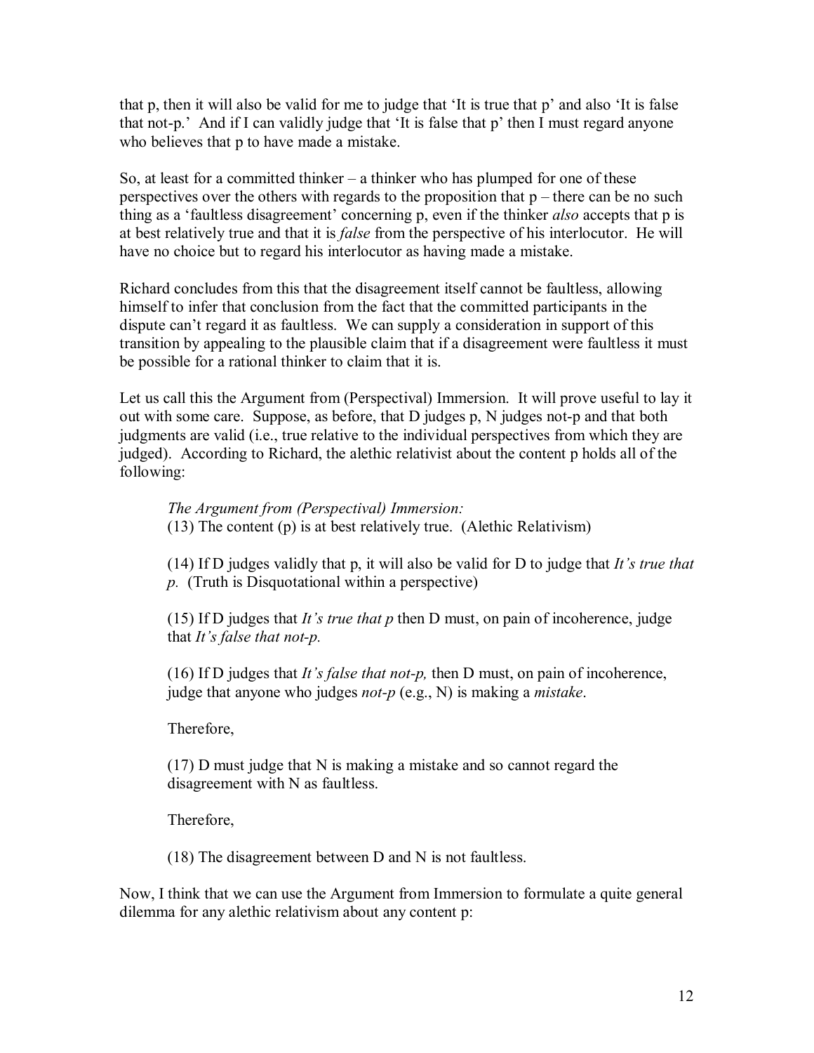that p, then it will also be valid for me to judge that 'It is true that p' and also 'It is false that not-p.' And if I can validly judge that 'It is false that p' then I must regard anyone who believes that p to have made a mistake.

So, at least for a committed thinker – a thinker who has plumped for one of these perspectives over the others with regards to the proposition that p – there can be no such thing as a 'faultless disagreement' concerning p, even if the thinker *also* accepts that p is at best relatively true and that it is *false* from the perspective of his interlocutor. He will have no choice but to regard his interlocutor as having made a mistake.

Richard concludes from this that the disagreement itself cannot be faultless, allowing himself to infer that conclusion from the fact that the committed participants in the dispute can't regard it as faultless. We can supply a consideration in support of this transition by appealing to the plausible claim that if a disagreement were faultless it must be possible for a rational thinker to claim that it is.

Let us call this the Argument from (Perspectival) Immersion. It will prove useful to lay it out with some care. Suppose, as before, that D judges p, N judges not-p and that both judgments are valid (i.e., true relative to the individual perspectives from which they are judged). According to Richard, the alethic relativist about the content p holds all of the following:

> *The Argument from (Perspectival) Immersion:*
> (13) The content (p) is at best relatively true. (Alethic Relativism)
>
> (14) If D judges validly that p, it will also be valid for D to judge that *It's true that p.* (Truth is Disquotational within a perspective)
>
> (15) If D judges that *It's true that p* then D must, on pain of incoherence, judge that *It's false that not-p.*
>
> (16) If D judges that *It's false that not-p,* then D must, on pain of incoherence, judge that anyone who judges *not-p* (e.g., N) is making a *mistake*.
>
> Therefore,
>
> (17) D must judge that N is making a mistake and so cannot regard the disagreement with N as faultless.
>
> Therefore,
>
> (18) The disagreement between D and N is not faultless.

Now, I think that we can use the Argument from Immersion to formulate a quite general dilemma for any alethic relativism about any content p: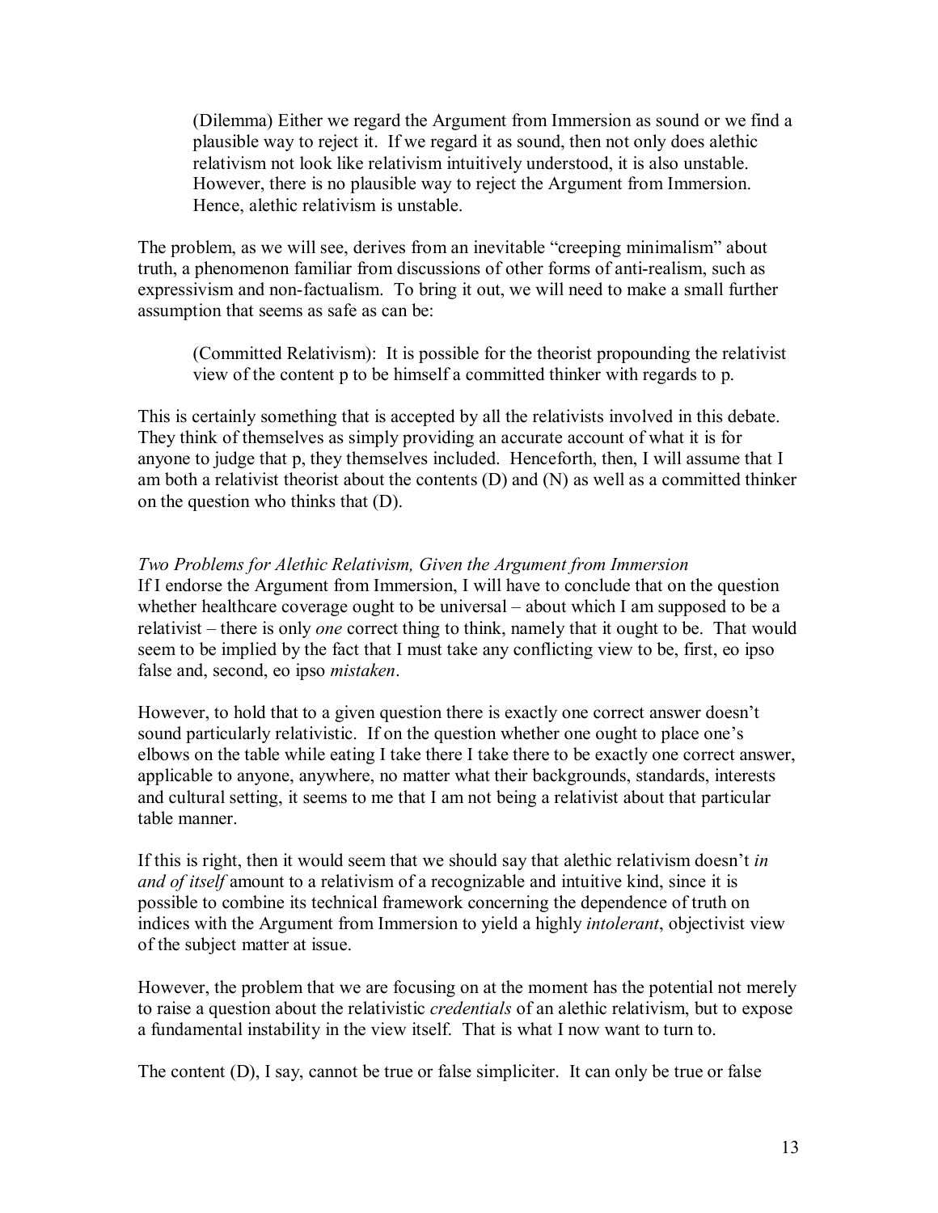(Dilemma) Either we regard the Argument from Immersion as sound or we find a plausible way to reject it. If we regard it as sound, then not only does alethic relativism not look like relativism intuitively understood, it is also unstable. However, there is no plausible way to reject the Argument from Immersion. Hence, alethic relativism is unstable.

The problem, as we will see, derives from an inevitable "creeping minimalism" about truth, a phenomenon familiar from discussions of other forms of anti-realism, such as expressivism and non-factualism. To bring it out, we will need to make a small further assumption that seems as safe as can be:

(Committed Relativism): It is possible for the theorist propounding the relativist view of the content p to be himself a committed thinker with regards to p.

This is certainly something that is accepted by all the relativists involved in this debate. They think of themselves as simply providing an accurate account of what it is for anyone to judge that p, they themselves included. Henceforth, then, I will assume that I am both a relativist theorist about the contents (D) and (N) as well as a committed thinker on the question who thinks that (D).

*Two Problems for Alethic Relativism, Given the Argument from Immersion*

If I endorse the Argument from Immersion, I will have to conclude that on the question whether healthcare coverage ought to be universal – about which I am supposed to be a relativist – there is only *one* correct thing to think, namely that it ought to be. That would seem to be implied by the fact that I must take any conflicting view to be, first, eo ipso false and, second, eo ipso *mistaken*.

However, to hold that to a given question there is exactly one correct answer doesn't sound particularly relativistic. If on the question whether one ought to place one's elbows on the table while eating I take there I take there to be exactly one correct answer, applicable to anyone, anywhere, no matter what their backgrounds, standards, interests and cultural setting, it seems to me that I am not being a relativist about that particular table manner.

If this is right, then it would seem that we should say that alethic relativism doesn't *in and of itself* amount to a relativism of a recognizable and intuitive kind, since it is possible to combine its technical framework concerning the dependence of truth on indices with the Argument from Immersion to yield a highly *intolerant*, objectivist view of the subject matter at issue.

However, the problem that we are focusing on at the moment has the potential not merely to raise a question about the relativistic *credentials* of an alethic relativism, but to expose a fundamental instability in the view itself. That is what I now want to turn to.

The content (D), I say, cannot be true or false simpliciter. It can only be true or false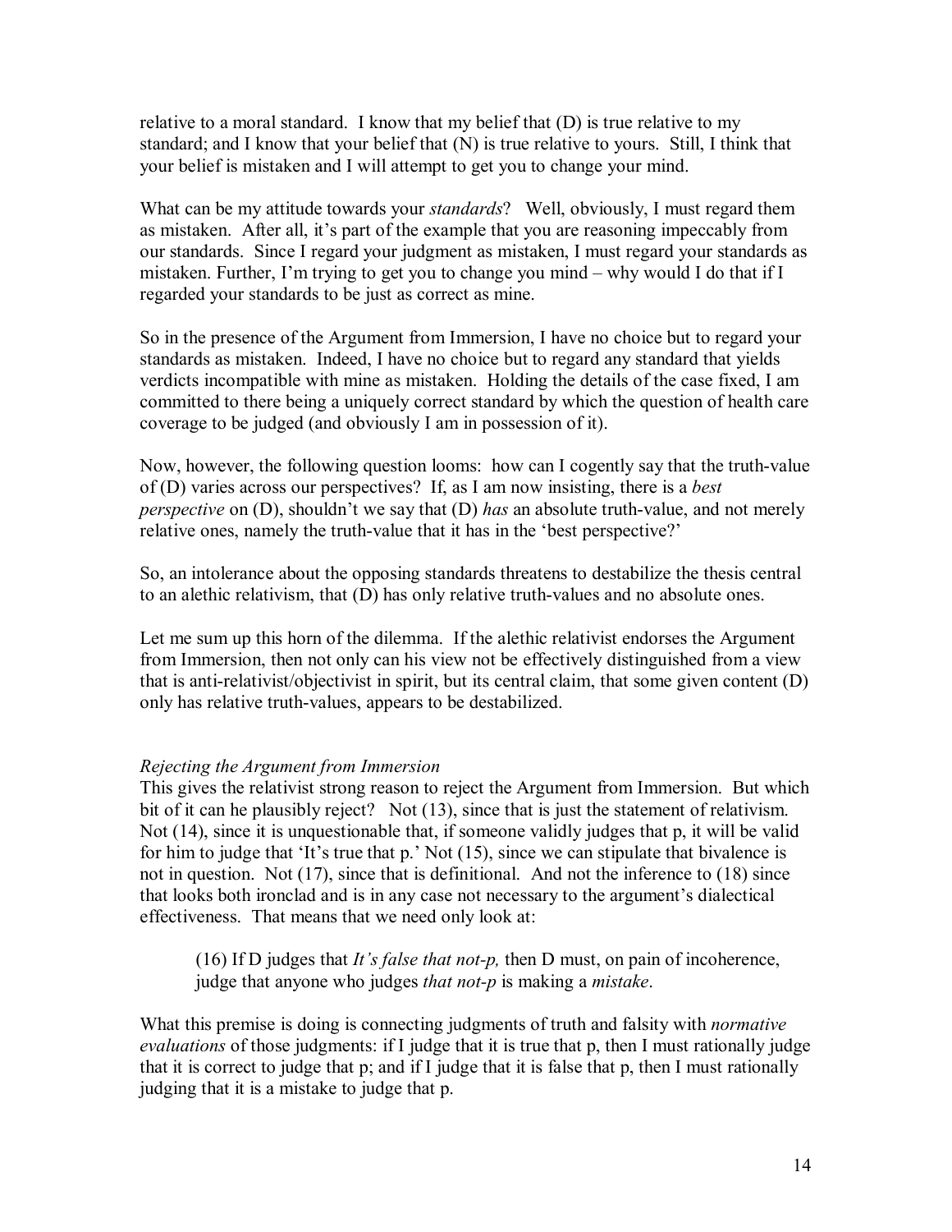relative to a moral standard. I know that my belief that (D) is true relative to my standard; and I know that your belief that (N) is true relative to yours. Still, I think that your belief is mistaken and I will attempt to get you to change your mind.

What can be my attitude towards your *standards*? Well, obviously, I must regard them as mistaken. After all, it's part of the example that you are reasoning impeccably from our standards. Since I regard your judgment as mistaken, I must regard your standards as mistaken. Further, I'm trying to get you to change you mind – why would I do that if I regarded your standards to be just as correct as mine.

So in the presence of the Argument from Immersion, I have no choice but to regard your standards as mistaken. Indeed, I have no choice but to regard any standard that yields verdicts incompatible with mine as mistaken. Holding the details of the case fixed, I am committed to there being a uniquely correct standard by which the question of health care coverage to be judged (and obviously I am in possession of it).

Now, however, the following question looms: how can I cogently say that the truth-value of (D) varies across our perspectives? If, as I am now insisting, there is a *best perspective* on (D), shouldn't we say that (D) *has* an absolute truth-value, and not merely relative ones, namely the truth-value that it has in the 'best perspective?'

So, an intolerance about the opposing standards threatens to destabilize the thesis central to an alethic relativism, that (D) has only relative truth-values and no absolute ones.

Let me sum up this horn of the dilemma. If the alethic relativist endorses the Argument from Immersion, then not only can his view not be effectively distinguished from a view that is anti-relativist/objectivist in spirit, but its central claim, that some given content (D) only has relative truth-values, appears to be destabilized.

*Rejecting the Argument from Immersion*

This gives the relativist strong reason to reject the Argument from Immersion. But which bit of it can he plausibly reject? Not (13), since that is just the statement of relativism. Not (14), since it is unquestionable that, if someone validly judges that p, it will be valid for him to judge that 'It's true that p.' Not (15), since we can stipulate that bivalence is not in question. Not (17), since that is definitional. And not the inference to (18) since that looks both ironclad and is in any case not necessary to the argument's dialectical effectiveness. That means that we need only look at:

> (16) If D judges that *It's false that not-p,* then D must, on pain of incoherence, judge that anyone who judges *that not-p* is making a *mistake*.

What this premise is doing is connecting judgments of truth and falsity with *normative evaluations* of those judgments: if I judge that it is true that p, then I must rationally judge that it is correct to judge that p; and if I judge that it is false that p, then I must rationally judging that it is a mistake to judge that p.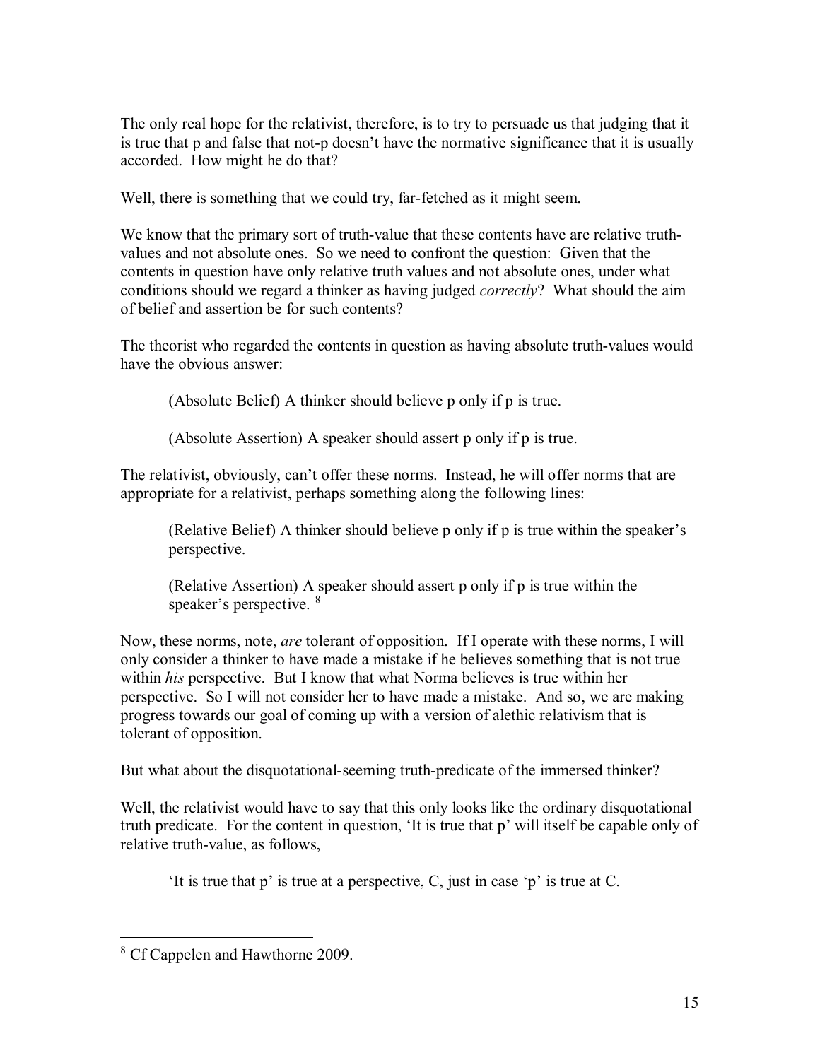The only real hope for the relativist, therefore, is to try to persuade us that judging that it is true that p and false that not-p doesn't have the normative significance that it is usually accorded. How might he do that?

Well, there is something that we could try, far-fetched as it might seem.

We know that the primary sort of truth-value that these contents have are relative truth-values and not absolute ones. So we need to confront the question: Given that the contents in question have only relative truth values and not absolute ones, under what conditions should we regard a thinker as having judged *correctly*? What should the aim of belief and assertion be for such contents?

The theorist who regarded the contents in question as having absolute truth-values would have the obvious answer:

> (Absolute Belief) A thinker should believe p only if p is true.
>
> (Absolute Assertion) A speaker should assert p only if p is true.

The relativist, obviously, can't offer these norms. Instead, he will offer norms that are appropriate for a relativist, perhaps something along the following lines:

> (Relative Belief) A thinker should believe p only if p is true within the speaker's perspective.
>
> (Relative Assertion) A speaker should assert p only if p is true within the speaker's perspective. [8]

Now, these norms, note, *are* tolerant of opposition. If I operate with these norms, I will only consider a thinker to have made a mistake if he believes something that is not true within *his* perspective. But I know that what Norma believes is true within her perspective. So I will not consider her to have made a mistake. And so, we are making progress towards our goal of coming up with a version of alethic relativism that is tolerant of opposition.

But what about the disquotational-seeming truth-predicate of the immersed thinker?

Well, the relativist would have to say that this only looks like the ordinary disquotational truth predicate. For the content in question, 'It is true that p' will itself be capable only of relative truth-value, as follows,

> 'It is true that p' is true at a perspective, C, just in case 'p' is true at C.

---

[8] Cf Cappelen and Hawthorne 2009.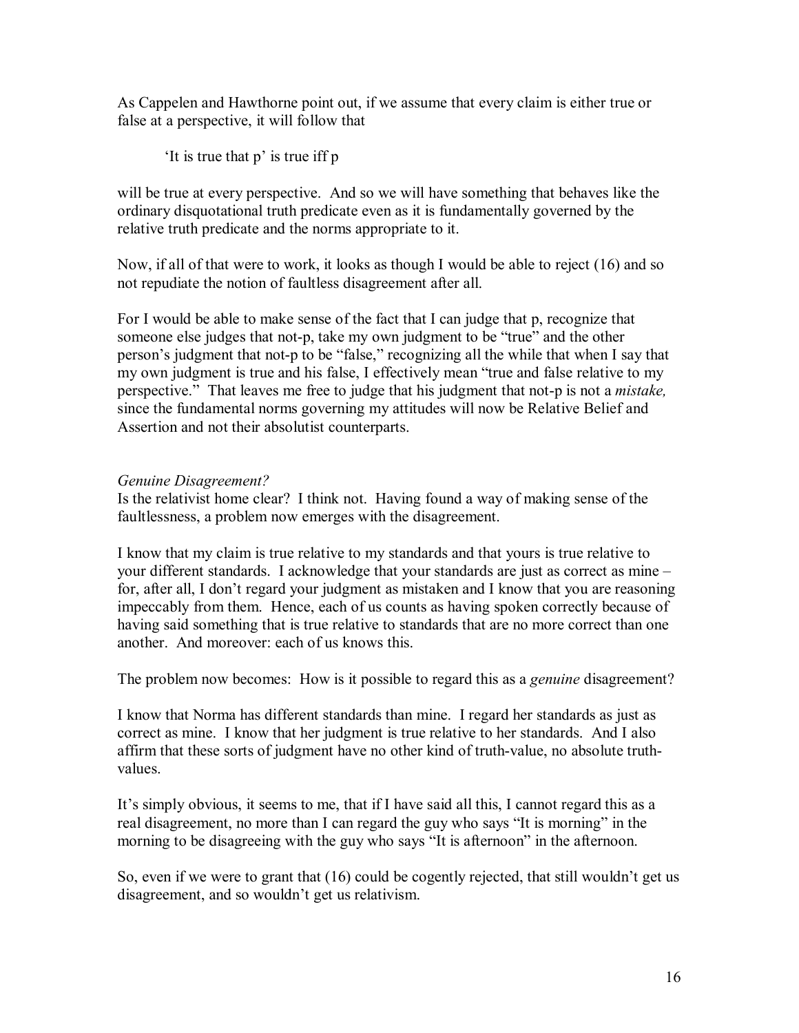As Cappelen and Hawthorne point out, if we assume that every claim is either true or false at a perspective, it will follow that

> 'It is true that p' is true iff p

will be true at every perspective. And so we will have something that behaves like the ordinary disquotational truth predicate even as it is fundamentally governed by the relative truth predicate and the norms appropriate to it.

Now, if all of that were to work, it looks as though I would be able to reject (16) and so not repudiate the notion of faultless disagreement after all.

For I would be able to make sense of the fact that I can judge that p, recognize that someone else judges that not-p, take my own judgment to be "true" and the other person's judgment that not-p to be "false," recognizing all the while that when I say that my own judgment is true and his false, I effectively mean "true and false relative to my perspective." That leaves me free to judge that his judgment that not-p is not a *mistake,* since the fundamental norms governing my attitudes will now be Relative Belief and Assertion and not their absolutist counterparts.

*Genuine Disagreement?*

Is the relativist home clear? I think not. Having found a way of making sense of the faultlessness, a problem now emerges with the disagreement.

I know that my claim is true relative to my standards and that yours is true relative to your different standards. I acknowledge that your standards are just as correct as mine – for, after all, I don't regard your judgment as mistaken and I know that you are reasoning impeccably from them. Hence, each of us counts as having spoken correctly because of having said something that is true relative to standards that are no more correct than one another. And moreover: each of us knows this.

The problem now becomes: How is it possible to regard this as a *genuine* disagreement?

I know that Norma has different standards than mine. I regard her standards as just as correct as mine. I know that her judgment is true relative to her standards. And I also affirm that these sorts of judgment have no other kind of truth-value, no absolute truth-values.

It's simply obvious, it seems to me, that if I have said all this, I cannot regard this as a real disagreement, no more than I can regard the guy who says "It is morning" in the morning to be disagreeing with the guy who says "It is afternoon" in the afternoon.

So, even if we were to grant that (16) could be cogently rejected, that still wouldn't get us disagreement, and so wouldn't get us relativism.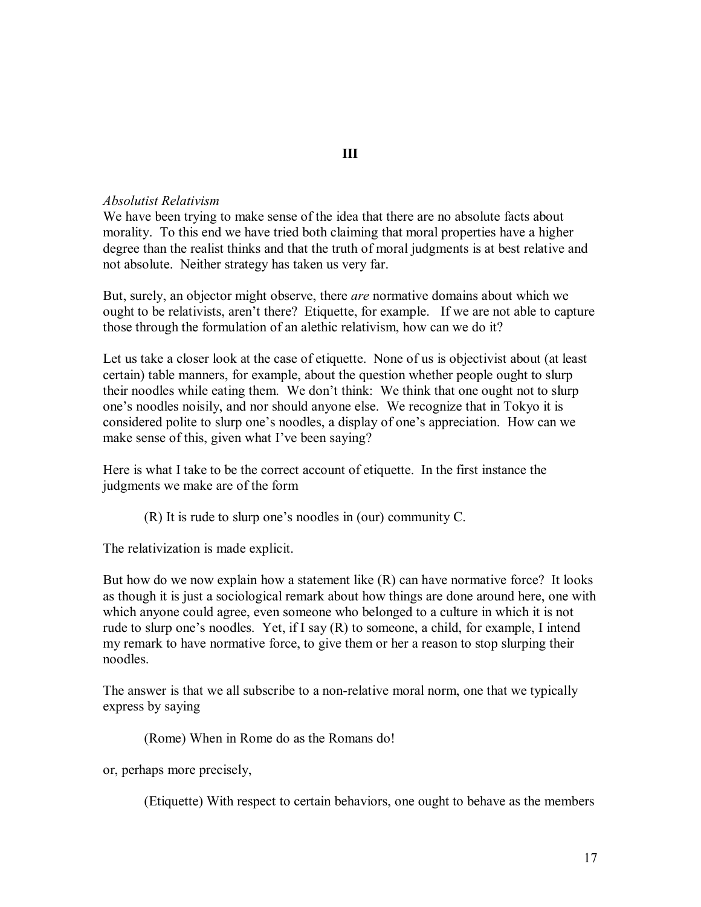## III

*Absolutist Relativism*

We have been trying to make sense of the idea that there are no absolute facts about morality. To this end we have tried both claiming that moral properties have a higher degree than the realist thinks and that the truth of moral judgments is at best relative and not absolute. Neither strategy has taken us very far.

But, surely, an objector might observe, there *are* normative domains about which we ought to be relativists, aren't there? Etiquette, for example. If we are not able to capture those through the formulation of an alethic relativism, how can we do it?

Let us take a closer look at the case of etiquette. None of us is objectivist about (at least certain) table manners, for example, about the question whether people ought to slurp their noodles while eating them. We don't think: We think that one ought not to slurp one's noodles noisily, and nor should anyone else. We recognize that in Tokyo it is considered polite to slurp one's noodles, a display of one's appreciation. How can we make sense of this, given what I've been saying?

Here is what I take to be the correct account of etiquette. In the first instance the judgments we make are of the form

> (R) It is rude to slurp one's noodles in (our) community C.

The relativization is made explicit.

But how do we now explain how a statement like (R) can have normative force? It looks as though it is just a sociological remark about how things are done around here, one with which anyone could agree, even someone who belonged to a culture in which it is not rude to slurp one's noodles. Yet, if I say (R) to someone, a child, for example, I intend my remark to have normative force, to give them or her a reason to stop slurping their noodles.

The answer is that we all subscribe to a non-relative moral norm, one that we typically express by saying

> (Rome) When in Rome do as the Romans do!

or, perhaps more precisely,

> (Etiquette) With respect to certain behaviors, one ought to behave as the members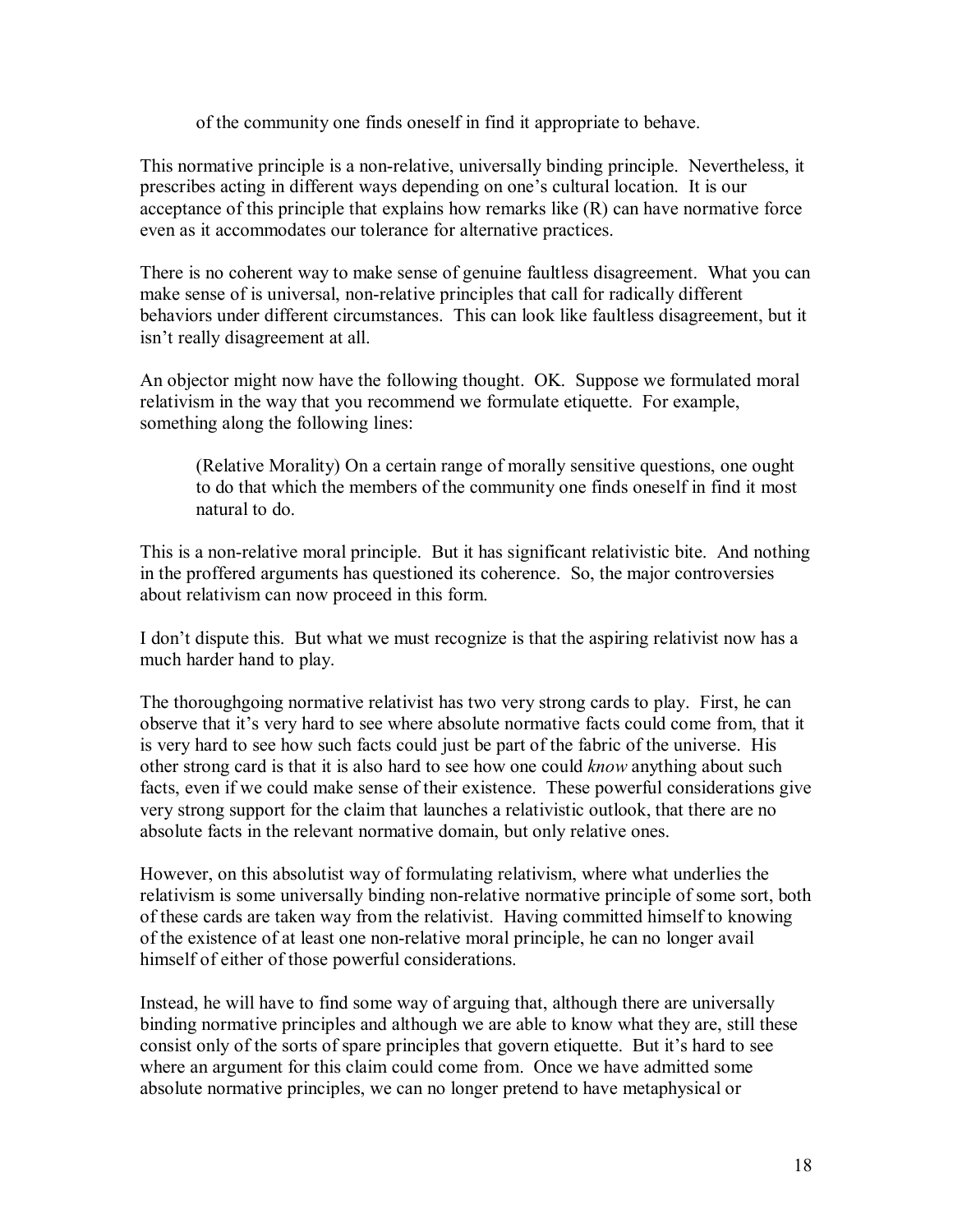of the community one finds oneself in find it appropriate to behave.

This normative principle is a non-relative, universally binding principle. Nevertheless, it prescribes acting in different ways depending on one's cultural location. It is our acceptance of this principle that explains how remarks like (R) can have normative force even as it accommodates our tolerance for alternative practices.

There is no coherent way to make sense of genuine faultless disagreement. What you can make sense of is universal, non-relative principles that call for radically different behaviors under different circumstances. This can look like faultless disagreement, but it isn't really disagreement at all.

An objector might now have the following thought. OK. Suppose we formulated moral relativism in the way that you recommend we formulate etiquette. For example, something along the following lines:

> (Relative Morality) On a certain range of morally sensitive questions, one ought to do that which the members of the community one finds oneself in find it most natural to do.

This is a non-relative moral principle. But it has significant relativistic bite. And nothing in the proffered arguments has questioned its coherence. So, the major controversies about relativism can now proceed in this form.

I don't dispute this. But what we must recognize is that the aspiring relativist now has a much harder hand to play.

The thoroughgoing normative relativist has two very strong cards to play. First, he can observe that it's very hard to see where absolute normative facts could come from, that it is very hard to see how such facts could just be part of the fabric of the universe. His other strong card is that it is also hard to see how one could *know* anything about such facts, even if we could make sense of their existence. These powerful considerations give very strong support for the claim that launches a relativistic outlook, that there are no absolute facts in the relevant normative domain, but only relative ones.

However, on this absolutist way of formulating relativism, where what underlies the relativism is some universally binding non-relative normative principle of some sort, both of these cards are taken way from the relativist. Having committed himself to knowing of the existence of at least one non-relative moral principle, he can no longer avail himself of either of those powerful considerations.

Instead, he will have to find some way of arguing that, although there are universally binding normative principles and although we are able to know what they are, still these consist only of the sorts of spare principles that govern etiquette. But it's hard to see where an argument for this claim could come from. Once we have admitted some absolute normative principles, we can no longer pretend to have metaphysical or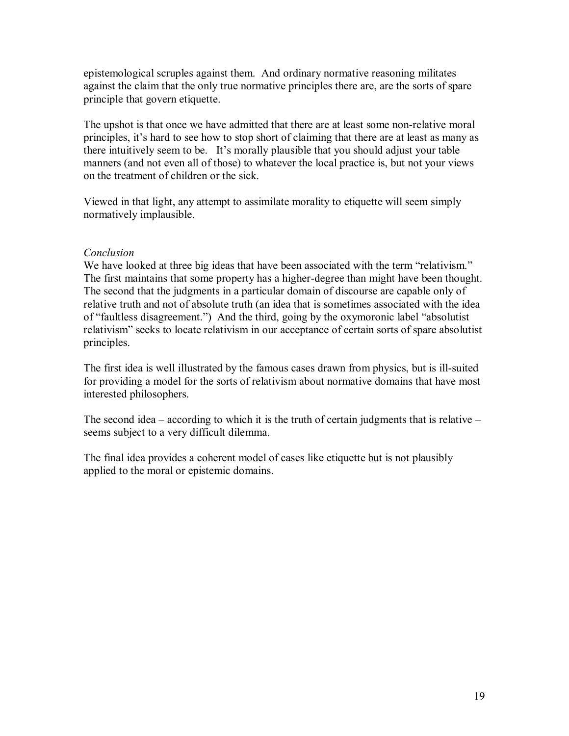epistemological scruples against them. And ordinary normative reasoning militates against the claim that the only true normative principles there are, are the sorts of spare principle that govern etiquette.

The upshot is that once we have admitted that there are at least some non-relative moral principles, it's hard to see how to stop short of claiming that there are at least as many as there intuitively seem to be. It's morally plausible that you should adjust your table manners (and not even all of those) to whatever the local practice is, but not your views on the treatment of children or the sick.

Viewed in that light, any attempt to assimilate morality to etiquette will seem simply normatively implausible.

*Conclusion*

We have looked at three big ideas that have been associated with the term "relativism." The first maintains that some property has a higher-degree than might have been thought. The second that the judgments in a particular domain of discourse are capable only of relative truth and not of absolute truth (an idea that is sometimes associated with the idea of "faultless disagreement.") And the third, going by the oxymoronic label "absolutist relativism" seeks to locate relativism in our acceptance of certain sorts of spare absolutist principles.

The first idea is well illustrated by the famous cases drawn from physics, but is ill-suited for providing a model for the sorts of relativism about normative domains that have most interested philosophers.

The second idea – according to which it is the truth of certain judgments that is relative – seems subject to a very difficult dilemma.

The final idea provides a coherent model of cases like etiquette but is not plausibly applied to the moral or epistemic domains.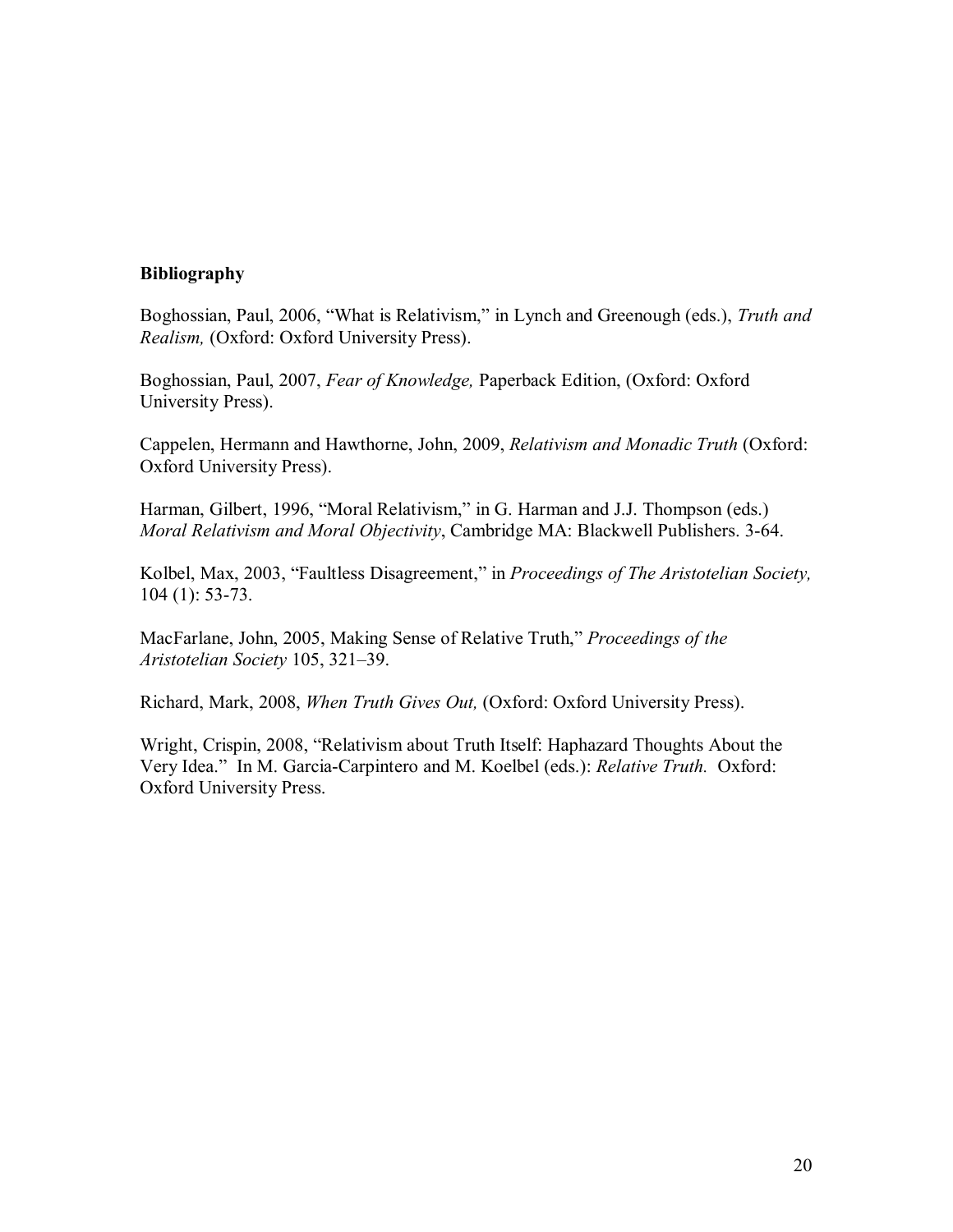**Bibliography**

Boghossian, Paul, 2006, "What is Relativism," in Lynch and Greenough (eds.), *Truth and Realism,* (Oxford: Oxford University Press).

Boghossian, Paul, 2007, *Fear of Knowledge,* Paperback Edition, (Oxford: Oxford University Press).

Cappelen, Hermann and Hawthorne, John, 2009, *Relativism and Monadic Truth* (Oxford: Oxford University Press).

Harman, Gilbert, 1996, "Moral Relativism," in G. Harman and J.J. Thompson (eds.) *Moral Relativism and Moral Objectivity*, Cambridge MA: Blackwell Publishers. 3-64.

Kolbel, Max, 2003, "Faultless Disagreement," in *Proceedings of The Aristotelian Society,* 104 (1): 53-73.

MacFarlane, John, 2005, Making Sense of Relative Truth," *Proceedings of the Aristotelian Society* 105, 321–39.

Richard, Mark, 2008, *When Truth Gives Out,* (Oxford: Oxford University Press).

Wright, Crispin, 2008, "Relativism about Truth Itself: Haphazard Thoughts About the Very Idea." In M. Garcia-Carpintero and M. Koelbel (eds.): *Relative Truth.* Oxford: Oxford University Press.